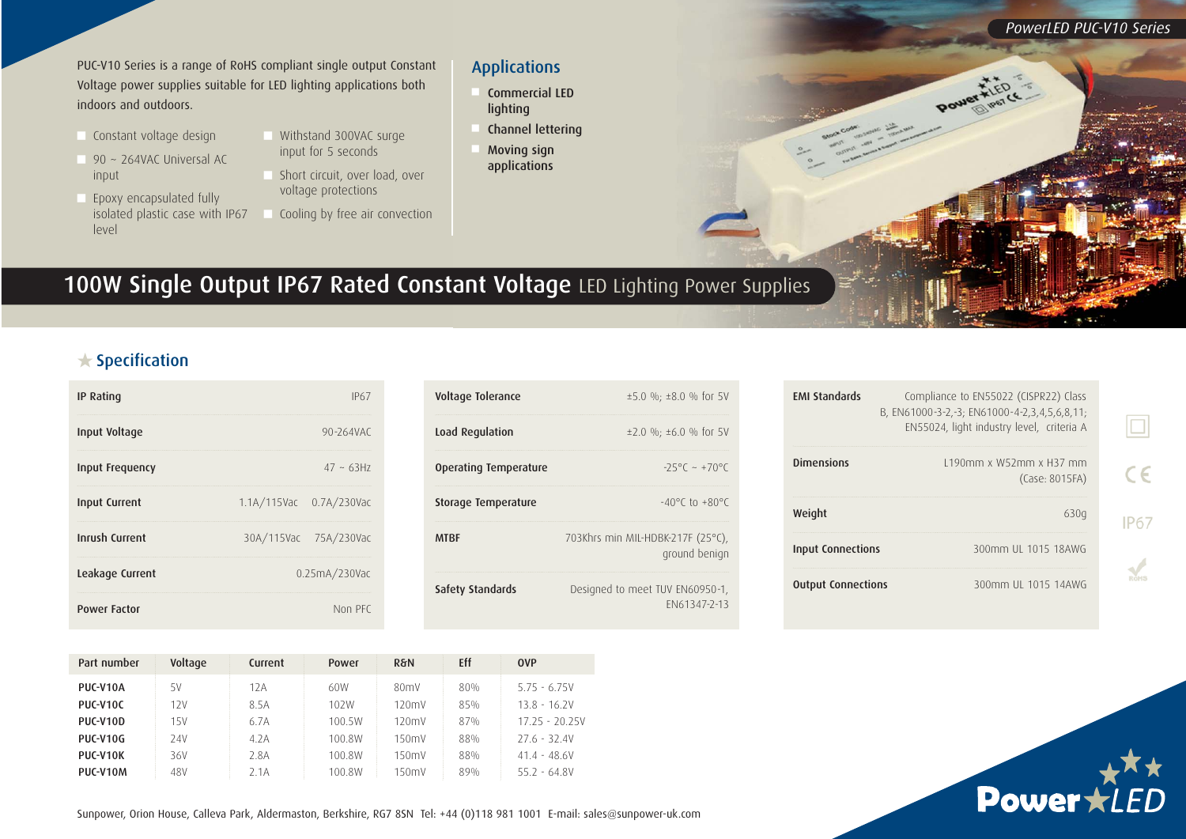PowerLED PUC-V10 Series

PUC-V10 Series is a range of RoHS compliant single output Constant Voltage power supplies suitable for LED lighting applications both indoors and outdoors.

- Constant voltage design
- 90 ~ 264VAC Universal AC input
- Epoxy encapsulated fully isolated plastic case with IP67 level
- Withstand 300VAC surge input for 5 seconds
- Short circuit, over load, over voltage protections
- Cooling by free air convection

## Applications

- Commercial LED lighting
- Channel lettering
- Moving sign applications

# 100W Single Output IP67 Rated Constant Voltage LED Lighting Power Supplies

## Specification

| | |
|---|---|
| **IP Rating** | IP67 |
| **Input Voltage** | 90-264VAC |
| **Input Frequency** | 47 ~ 63Hz |
| **Input Current** | 1.1A/115Vac 0.7A/230Vac |
| **Inrush Current** | 30A/115Vac 75A/230Vac |
| **Leakage Current** | 0.25mA/230Vac |
| **Power Factor** | Non PFC |

| | |
|---|---|
| **Voltage Tolerance** | ±5.0 %; ±8.0 % for 5V |
| **Load Regulation** | ±2.0 %; ±6.0 % for 5V |
| **Operating Temperature** | -25°C ~ +70°C |
| **Storage Temperature** | -40°C to +80°C |
| **MTBF** | 703Khrs min MIL-HDBK-217F (25°C), ground benign |
| **Safety Standards** | Designed to meet TUV EN60950-1, EN61347-2-13 |

| | |
|---|---|
| **EMI Standards** | Compliance to EN55022 (CISPR22) Class B, EN61000-3-2,-3; EN61000-4-2,3,4,5,6,8,11; EN55024, light industry level, criteria A |
| **Dimensions** | L190mm x W52mm x H37 mm (Case: 8015FA) |
| **Weight** | 630g |
| **Input Connections** | 300mm UL 1015 18AWG |
| **Output Connections** | 300mm UL 1015 14AWG |

| Part number | Voltage | Current | Power | R&N | Eff | OVP |
|---|---|---|---|---|---|---|
| **PUC-V10A** | 5V | 12A | 60W | 80mV | 80% | 5.75 - 6.75V |
| **PUC-V10C** | 12V | 8.5A | 102W | 120mV | 85% | 13.8 - 16.2V |
| **PUC-V10D** | 15V | 6.7A | 100.5W | 120mV | 87% | 17.25 - 20.25V |
| **PUC-V10G** | 24V | 4.2A | 100.8W | 150mV | 88% | 27.6 - 32.4V |
| **PUC-V10K** | 36V | 2.8A | 100.8W | 150mV | 88% | 41.4 - 48.6V |
| **PUC-V10M** | 48V | 2.1A | 100.8W | 150mV | 89% | 55.2 - 64.8V |

Sunpower, Orion House, Calleva Park, Aldermaston, Berkshire, RG7 8SN Tel: +44 (0)118 981 1001 E-mail: sales@sunpower-uk.com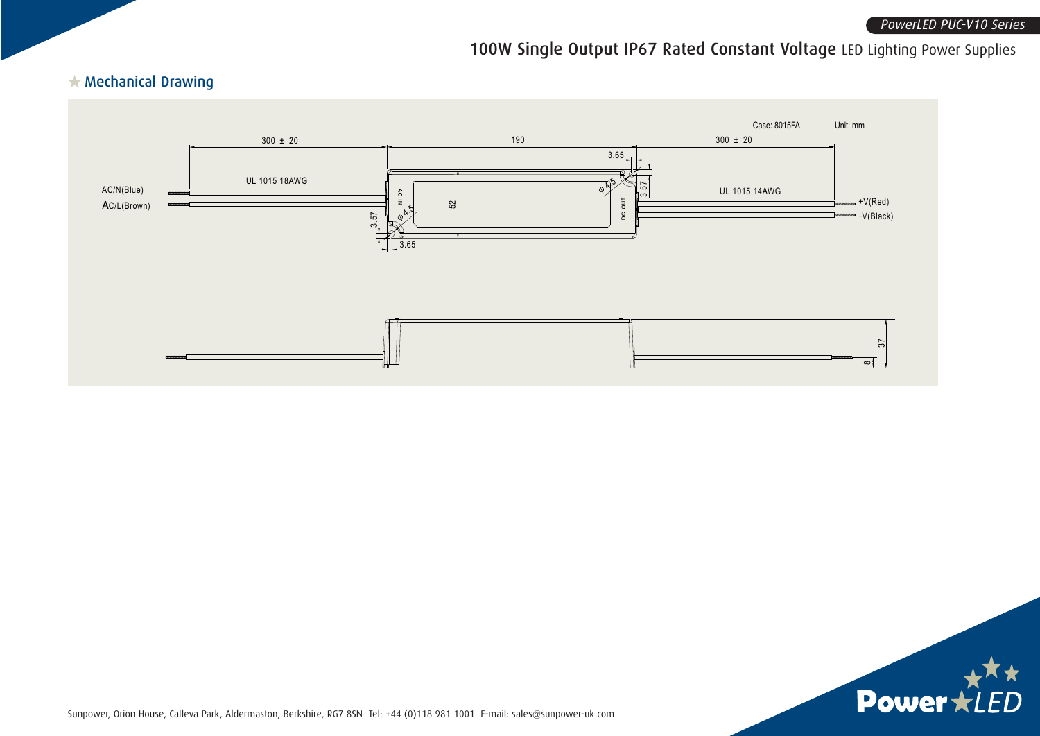## Mechanical Drawing

Case: 8015FA

Unit: mm

300 ± 20

190

300 ± 20

3.65

AC/N(Blue)

AC/L(Brown)

UL 1015 18AWG

UL 1015 14AWG

+V(Red)

-V(Black)

AC IN

DC OUT

52

ϕ4.5

3.57

3.65

37

8

Sunpower, Orion House, Calleva Park, Aldermaston, Berkshire, RG7 8SN Tel: +44 (0)118 981 1001 E-mail: sales@sunpower-uk.com